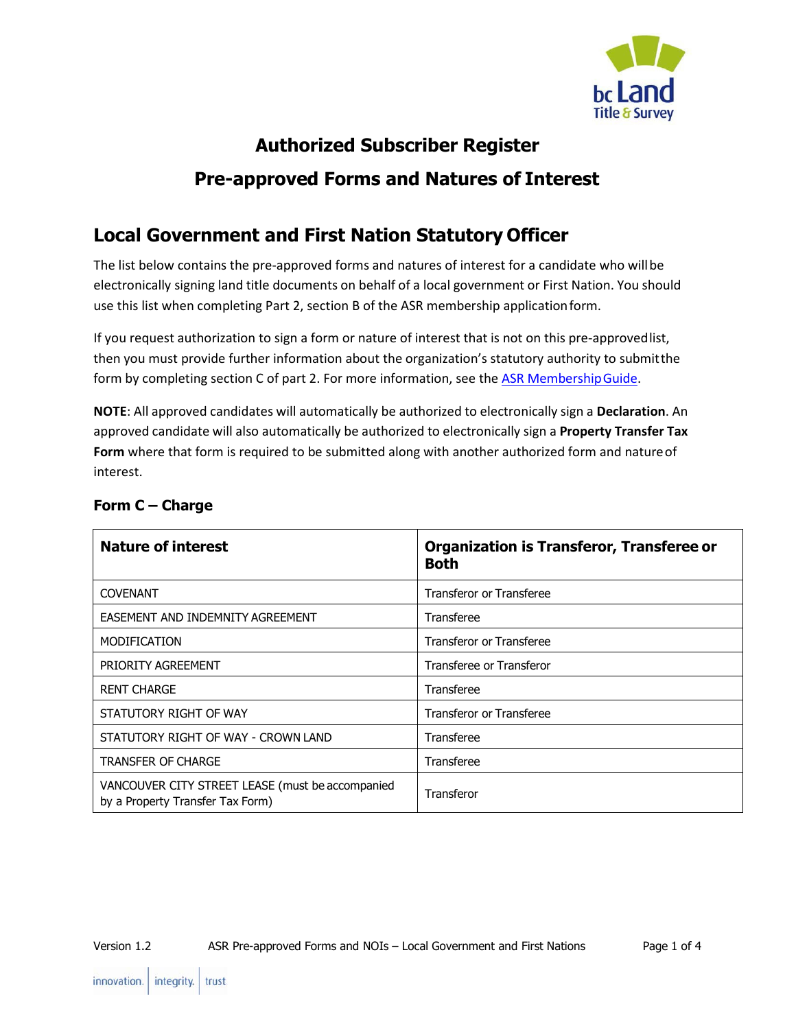# Authorized Subscriber Register

# Pre-approved Forms and Natures of Interest

## Local Government and First Nation Statutory Officer

The list below contains the pre-approved forms and natures of interest for a candidate who will be electronically signing land title documents on behalf of a local government or First Nation. You should use this list when completing Part 2, section B of the ASR membership application form.

If you request authorization to sign a form or nature of interest that is not on this pre-approved list, then you must provide further information about the organization's statutory authority to submit the form by completing section C of part 2. For more information, see the [ASR Membership Guide](ASR Membership Guide).

**NOTE**: All approved candidates will automatically be authorized to electronically sign a **Declaration**. An approved candidate will also automatically be authorized to electronically sign a **Property Transfer Tax Form** where that form is required to be submitted along with another authorized form and nature of interest.

### Form C – Charge

| Nature of interest | Organization is Transferor, Transferee or Both |
|---|---|
| COVENANT | Transferor or Transferee |
| EASEMENT AND INDEMNITY AGREEMENT | Transferee |
| MODIFICATION | Transferor or Transferee |
| PRIORITY AGREEMENT | Transferee or Transferor |
| RENT CHARGE | Transferee |
| STATUTORY RIGHT OF WAY | Transferor or Transferee |
| STATUTORY RIGHT OF WAY - CROWN LAND | Transferee |
| TRANSFER OF CHARGE | Transferee |
| VANCOUVER CITY STREET LEASE (must be accompanied by a Property Transfer Tax Form) | Transferor |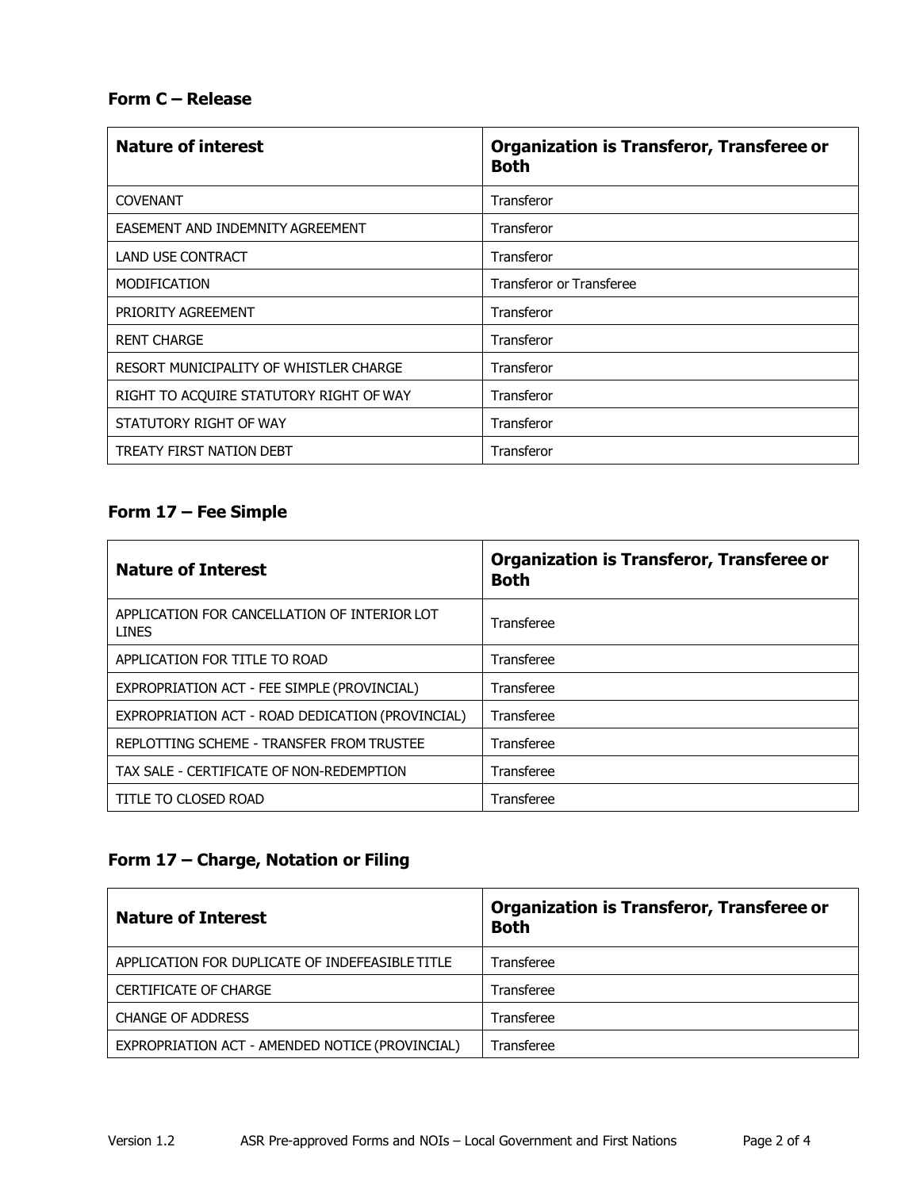### Form C – Release

| Nature of interest | Organization is Transferor, Transferee or Both |
| --- | --- |
| COVENANT | Transferor |
| EASEMENT AND INDEMNITY AGREEMENT | Transferor |
| LAND USE CONTRACT | Transferor |
| MODIFICATION | Transferor or Transferee |
| PRIORITY AGREEMENT | Transferor |
| RENT CHARGE | Transferor |
| RESORT MUNICIPALITY OF WHISTLER CHARGE | Transferor |
| RIGHT TO ACQUIRE STATUTORY RIGHT OF WAY | Transferor |
| STATUTORY RIGHT OF WAY | Transferor |
| TREATY FIRST NATION DEBT | Transferor |

### Form 17 – Fee Simple

| Nature of Interest | Organization is Transferor, Transferee or Both |
| --- | --- |
| APPLICATION FOR CANCELLATION OF INTERIOR LOT LINES | Transferee |
| APPLICATION FOR TITLE TO ROAD | Transferee |
| EXPROPRIATION ACT - FEE SIMPLE (PROVINCIAL) | Transferee |
| EXPROPRIATION ACT - ROAD DEDICATION (PROVINCIAL) | Transferee |
| REPLOTTING SCHEME - TRANSFER FROM TRUSTEE | Transferee |
| TAX SALE - CERTIFICATE OF NON-REDEMPTION | Transferee |
| TITLE TO CLOSED ROAD | Transferee |

### Form 17 – Charge, Notation or Filing

| Nature of Interest | Organization is Transferor, Transferee or Both |
| --- | --- |
| APPLICATION FOR DUPLICATE OF INDEFEASIBLE TITLE | Transferee |
| CERTIFICATE OF CHARGE | Transferee |
| CHANGE OF ADDRESS | Transferee |
| EXPROPRIATION ACT - AMENDED NOTICE (PROVINCIAL) | Transferee |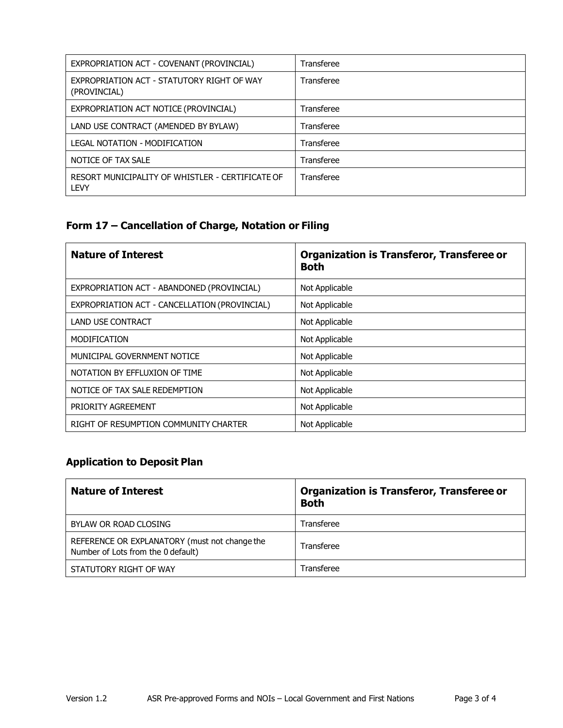| | |
|---|---|
| EXPROPRIATION ACT - COVENANT (PROVINCIAL) | Transferee |
| EXPROPRIATION ACT - STATUTORY RIGHT OF WAY (PROVINCIAL) | Transferee |
| EXPROPRIATION ACT NOTICE (PROVINCIAL) | Transferee |
| LAND USE CONTRACT (AMENDED BY BYLAW) | Transferee |
| LEGAL NOTATION - MODIFICATION | Transferee |
| NOTICE OF TAX SALE | Transferee |
| RESORT MUNICIPALITY OF WHISTLER - CERTIFICATE OF LEVY | Transferee |

### Form 17 – Cancellation of Charge, Notation or Filing

| Nature of Interest | Organization is Transferor, Transferee or Both |
|---|---|
| EXPROPRIATION ACT - ABANDONED (PROVINCIAL) | Not Applicable |
| EXPROPRIATION ACT - CANCELLATION (PROVINCIAL) | Not Applicable |
| LAND USE CONTRACT | Not Applicable |
| MODIFICATION | Not Applicable |
| MUNICIPAL GOVERNMENT NOTICE | Not Applicable |
| NOTATION BY EFFLUXION OF TIME | Not Applicable |
| NOTICE OF TAX SALE REDEMPTION | Not Applicable |
| PRIORITY AGREEMENT | Not Applicable |
| RIGHT OF RESUMPTION COMMUNITY CHARTER | Not Applicable |

### Application to Deposit Plan

| Nature of Interest | Organization is Transferor, Transferee or Both |
|---|---|
| BYLAW OR ROAD CLOSING | Transferee |
| REFERENCE OR EXPLANATORY (must not change the Number of Lots from the 0 default) | Transferee |
| STATUTORY RIGHT OF WAY | Transferee |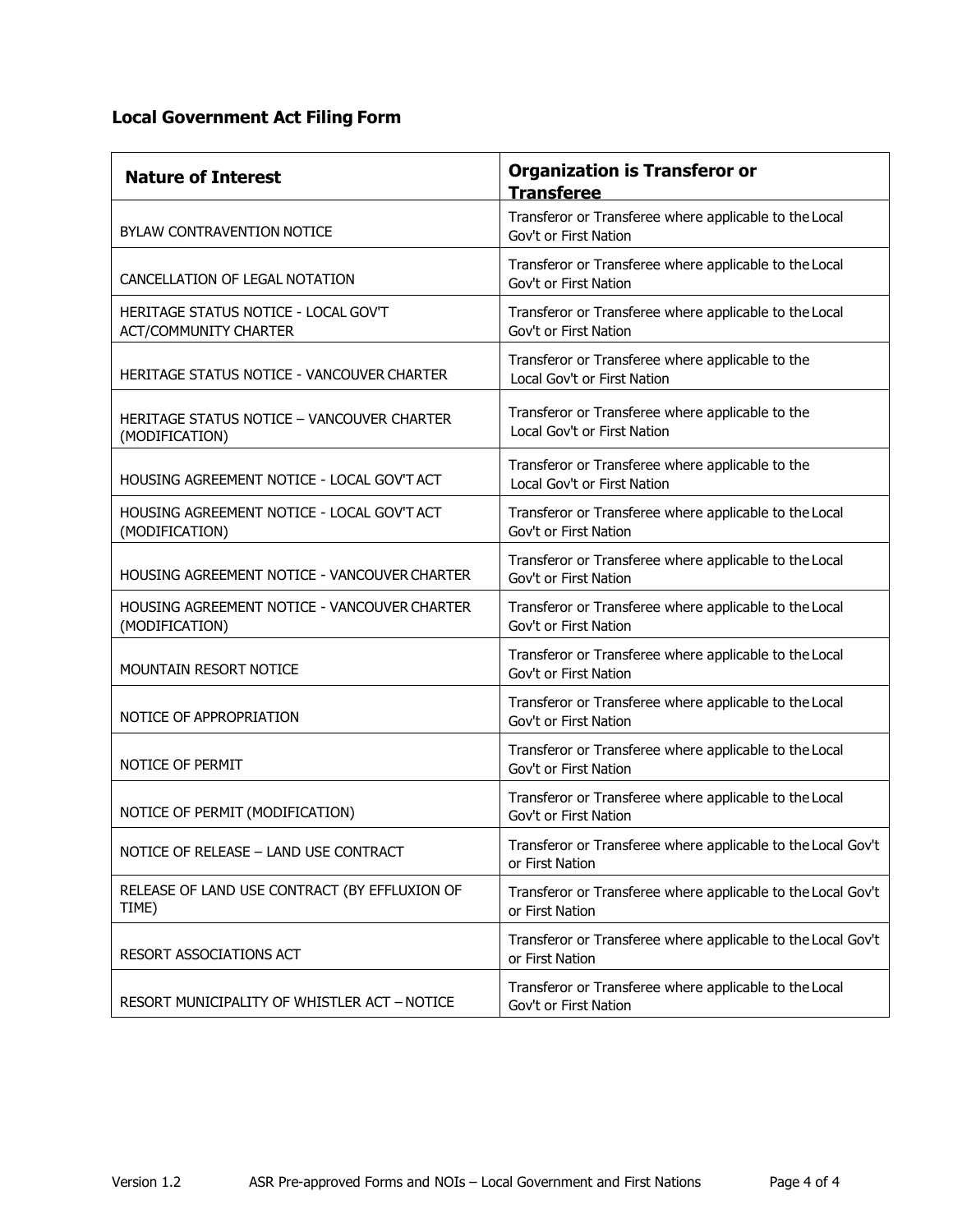### Local Government Act Filing Form

| Nature of Interest | Organization is Transferor or Transferee |
| --- | --- |
| BYLAW CONTRAVENTION NOTICE | Transferor or Transferee where applicable to the Local Gov't or First Nation |
| CANCELLATION OF LEGAL NOTATION | Transferor or Transferee where applicable to the Local Gov't or First Nation |
| HERITAGE STATUS NOTICE - LOCAL GOV'T ACT/COMMUNITY CHARTER | Transferor or Transferee where applicable to the Local Gov't or First Nation |
| HERITAGE STATUS NOTICE - VANCOUVER CHARTER | Transferor or Transferee where applicable to the Local Gov't or First Nation |
| HERITAGE STATUS NOTICE – VANCOUVER CHARTER (MODIFICATION) | Transferor or Transferee where applicable to the Local Gov't or First Nation |
| HOUSING AGREEMENT NOTICE - LOCAL GOV'T ACT | Transferor or Transferee where applicable to the Local Gov't or First Nation |
| HOUSING AGREEMENT NOTICE - LOCAL GOV'T ACT (MODIFICATION) | Transferor or Transferee where applicable to the Local Gov't or First Nation |
| HOUSING AGREEMENT NOTICE - VANCOUVER CHARTER | Transferor or Transferee where applicable to the Local Gov't or First Nation |
| HOUSING AGREEMENT NOTICE - VANCOUVER CHARTER (MODIFICATION) | Transferor or Transferee where applicable to the Local Gov't or First Nation |
| MOUNTAIN RESORT NOTICE | Transferor or Transferee where applicable to the Local Gov't or First Nation |
| NOTICE OF APPROPRIATION | Transferor or Transferee where applicable to the Local Gov't or First Nation |
| NOTICE OF PERMIT | Transferor or Transferee where applicable to the Local Gov't or First Nation |
| NOTICE OF PERMIT (MODIFICATION) | Transferor or Transferee where applicable to the Local Gov't or First Nation |
| NOTICE OF RELEASE – LAND USE CONTRACT | Transferor or Transferee where applicable to the Local Gov't or First Nation |
| RELEASE OF LAND USE CONTRACT (BY EFFLUXION OF TIME) | Transferor or Transferee where applicable to the Local Gov't or First Nation |
| RESORT ASSOCIATIONS ACT | Transferor or Transferee where applicable to the Local Gov't or First Nation |
| RESORT MUNICIPALITY OF WHISTLER ACT – NOTICE | Transferor or Transferee where applicable to the Local Gov't or First Nation |